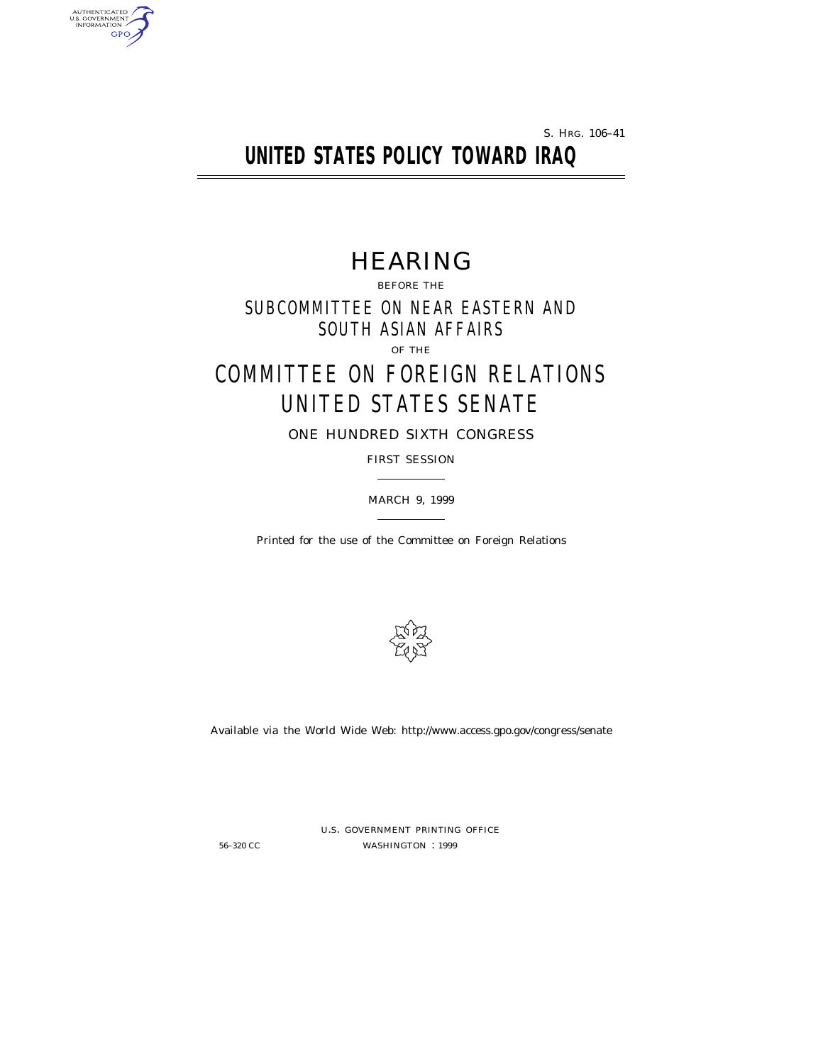S. HRG. 106–41

# UNITED STATES POLICY TOWARD IRAQ

## HEARING

BEFORE THE

### SUBCOMMITTEE ON NEAR EASTERN AND SOUTH ASIAN AFFAIRS

OF THE

### COMMITTEE ON FOREIGN RELATIONS UNITED STATES SENATE

ONE HUNDRED SIXTH CONGRESS

FIRST SESSION

MARCH 9, 1999

Printed for the use of the Committee on Foreign Relations

Available via the World Wide Web: http://www.access.gpo.gov/congress/senate

U.S. GOVERNMENT PRINTING OFFICE

56–320 CC WASHINGTON : 1999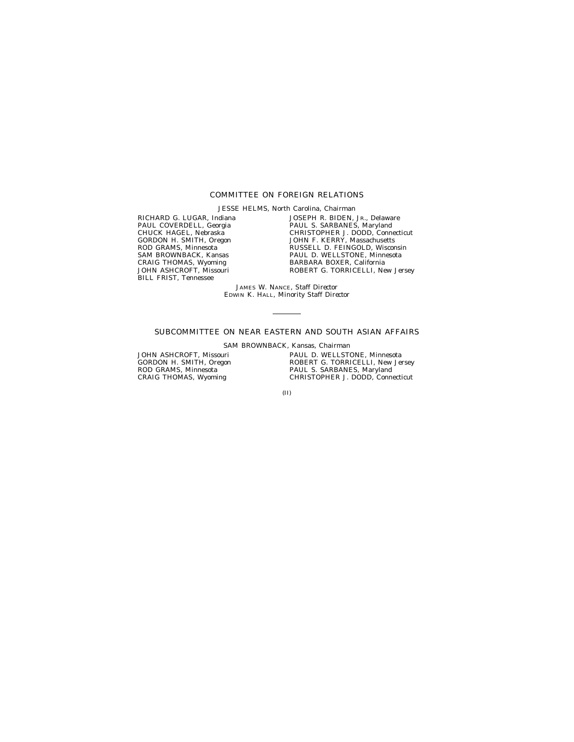## COMMITTEE ON FOREIGN RELATIONS

JESSE HELMS, North Carolina, *Chairman*

RICHARD G. LUGAR, Indiana
PAUL COVERDELL, Georgia
CHUCK HAGEL, Nebraska
GORDON H. SMITH, Oregon
ROD GRAMS, Minnesota
SAM BROWNBACK, Kansas
CRAIG THOMAS, Wyoming
JOHN ASHCROFT, Missouri
BILL FRIST, Tennessee

JOSEPH R. BIDEN, JR., Delaware
PAUL S. SARBANES, Maryland
CHRISTOPHER J. DODD, Connecticut
JOHN F. KERRY, Massachusetts
RUSSELL D. FEINGOLD, Wisconsin
PAUL D. WELLSTONE, Minnesota
BARBARA BOXER, California
ROBERT G. TORRICELLI, New Jersey

JAMES W. NANCE, *Staff Director*
EDWIN K. HALL, *Minority Staff Director*

---

## SUBCOMMITTEE ON NEAR EASTERN AND SOUTH ASIAN AFFAIRS

SAM BROWNBACK, Kansas, *Chairman*

JOHN ASHCROFT, Missouri
GORDON H. SMITH, Oregon
ROD GRAMS, Minnesota
CRAIG THOMAS, Wyoming

PAUL D. WELLSTONE, Minnesota
ROBERT G. TORRICELLI, New Jersey
PAUL S. SARBANES, Maryland
CHRISTOPHER J. DODD, Connecticut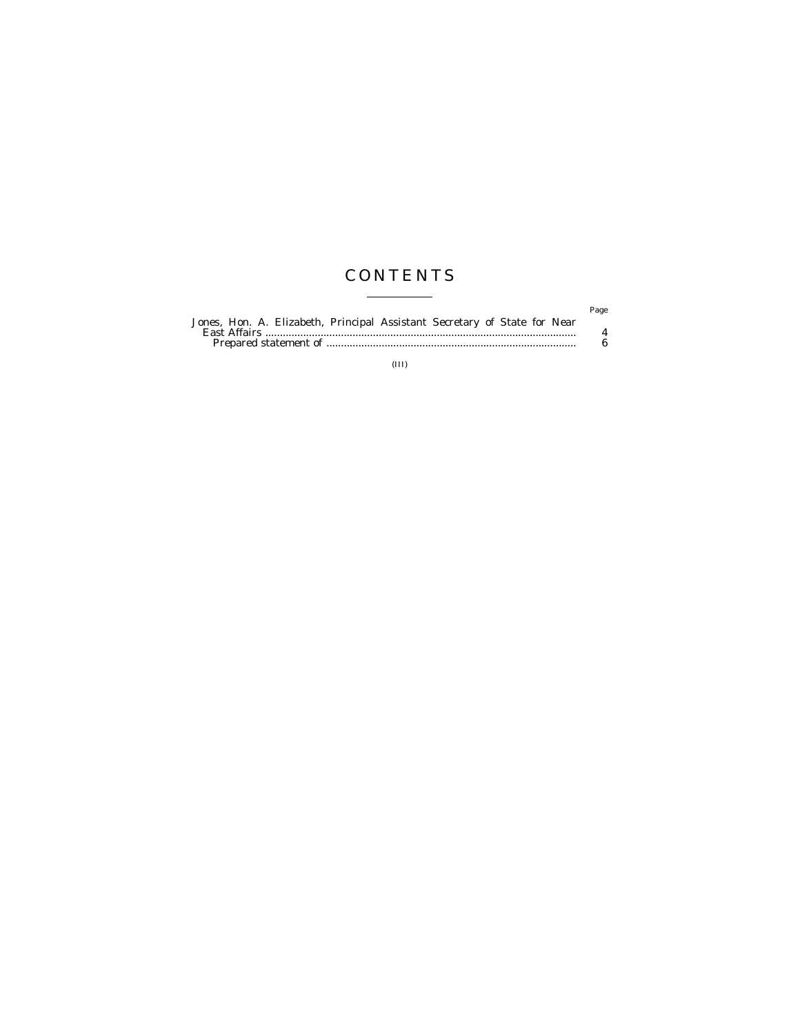# CONTENTS

| | Page |
|---|---|
| Jones, Hon. A. Elizabeth, Principal Assistant Secretary of State for Near East Affairs | 4 |
| Prepared statement of | 6 |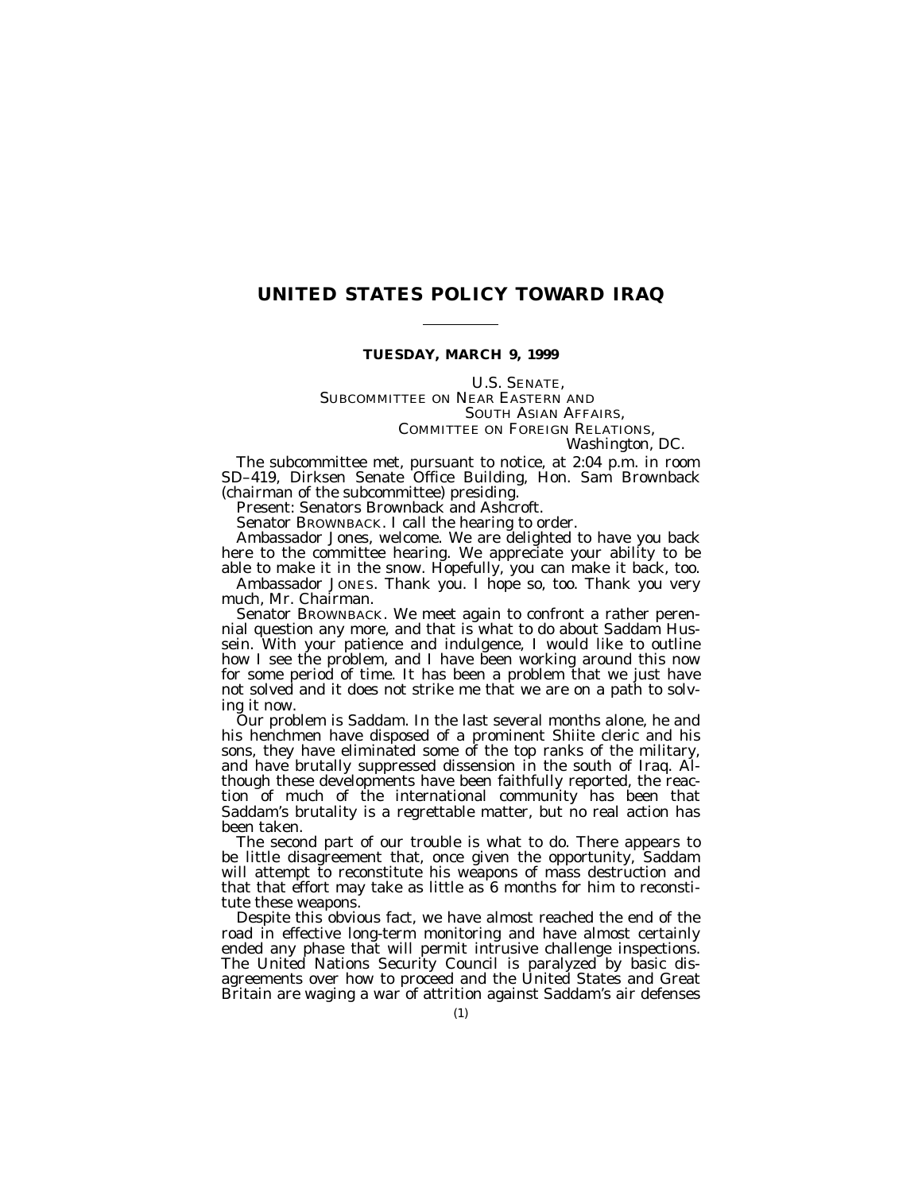# UNITED STATES POLICY TOWARD IRAQ

**TUESDAY, MARCH 9, 1999**

U.S. SENATE,
SUBCOMMITTEE ON NEAR EASTERN AND
SOUTH ASIAN AFFAIRS,
COMMITTEE ON FOREIGN RELATIONS,
*Washington, DC.*

The subcommittee met, pursuant to notice, at 2:04 p.m. in room SD–419, Dirksen Senate Office Building, Hon. Sam Brownback (chairman of the subcommittee) presiding.

Present: Senators Brownback and Ashcroft.

Senator BROWNBACK. I call the hearing to order.

Ambassador Jones, welcome. We are delighted to have you back here to the committee hearing. We appreciate your ability to be able to make it in the snow. Hopefully, you can make it back, too.

Ambassador JONES. Thank you. I hope so, too. Thank you very much, Mr. Chairman.

Senator BROWNBACK. We meet again to confront a rather perennial question any more, and that is what to do about Saddam Hussein. With your patience and indulgence, I would like to outline how I see the problem, and I have been working around this now for some period of time. It has been a problem that we just have not solved and it does not strike me that we are on a path to solving it now.

Our problem is Saddam. In the last several months alone, he and his henchmen have disposed of a prominent Shiite cleric and his sons, they have eliminated some of the top ranks of the military, and have brutally suppressed dissension in the south of Iraq. Although these developments have been faithfully reported, the reaction of much of the international community has been that Saddam's brutality is a regrettable matter, but no real action has been taken.

The second part of our trouble is what to do. There appears to be little disagreement that, once given the opportunity, Saddam will attempt to reconstitute his weapons of mass destruction and that that effort may take as little as 6 months for him to reconstitute these weapons.

Despite this obvious fact, we have almost reached the end of the road in effective long-term monitoring and have almost certainly ended any phase that will permit intrusive challenge inspections. The United Nations Security Council is paralyzed by basic disagreements over how to proceed and the United States and Great Britain are waging a war of attrition against Saddam's air defenses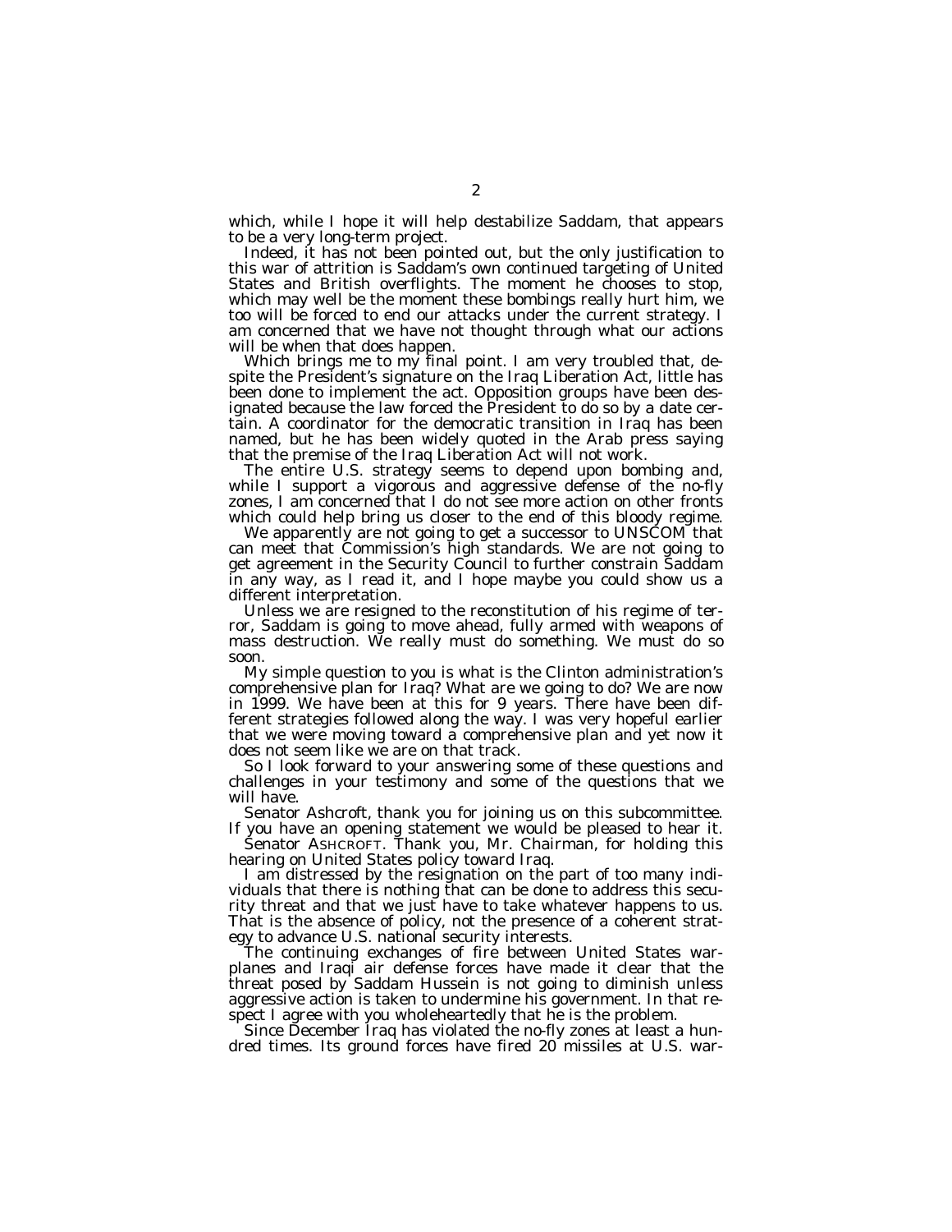which, while I hope it will help destabilize Saddam, that appears to be a very long-term project.

Indeed, it has not been pointed out, but the only justification to this war of attrition is Saddam's own continued targeting of United States and British overflights. The moment he chooses to stop, which may well be the moment these bombings really hurt him, we too will be forced to end our attacks under the current strategy. I am concerned that we have not thought through what our actions will be when that does happen.

Which brings me to my final point. I am very troubled that, despite the President's signature on the Iraq Liberation Act, little has been done to implement the act. Opposition groups have been designated because the law forced the President to do so by a date certain. A coordinator for the democratic transition in Iraq has been named, but he has been widely quoted in the Arab press saying that the premise of the Iraq Liberation Act will not work.

The entire U.S. strategy seems to depend upon bombing and, while I support a vigorous and aggressive defense of the no-fly zones, I am concerned that I do not see more action on other fronts which could help bring us closer to the end of this bloody regime.

We apparently are not going to get a successor to UNSCOM that can meet that Commission's high standards. We are not going to get agreement in the Security Council to further constrain Saddam in any way, as I read it, and I hope maybe you could show us a different interpretation.

Unless we are resigned to the reconstitution of his regime of terror, Saddam is going to move ahead, fully armed with weapons of mass destruction. We really must do something. We must do so soon.

My simple question to you is what is the Clinton administration's comprehensive plan for Iraq? What are we going to do? We are now in 1999. We have been at this for 9 years. There have been different strategies followed along the way. I was very hopeful earlier that we were moving toward a comprehensive plan and yet now it does not seem like we are on that track.

So I look forward to your answering some of these questions and challenges in your testimony and some of the questions that we will have.

Senator Ashcroft, thank you for joining us on this subcommittee. If you have an opening statement we would be pleased to hear it.

Senator ASHCROFT. Thank you, Mr. Chairman, for holding this hearing on United States policy toward Iraq.

I am distressed by the resignation on the part of too many individuals that there is nothing that can be done to address this security threat and that we just have to take whatever happens to us. That is the absence of policy, not the presence of a coherent strategy to advance U.S. national security interests.

The continuing exchanges of fire between United States warplanes and Iraqi air defense forces have made it clear that the threat posed by Saddam Hussein is not going to diminish unless aggressive action is taken to undermine his government. In that respect I agree with you wholeheartedly that he is the problem.

Since December Iraq has violated the no-fly zones at least a hundred times. Its ground forces have fired 20 missiles at U.S. war-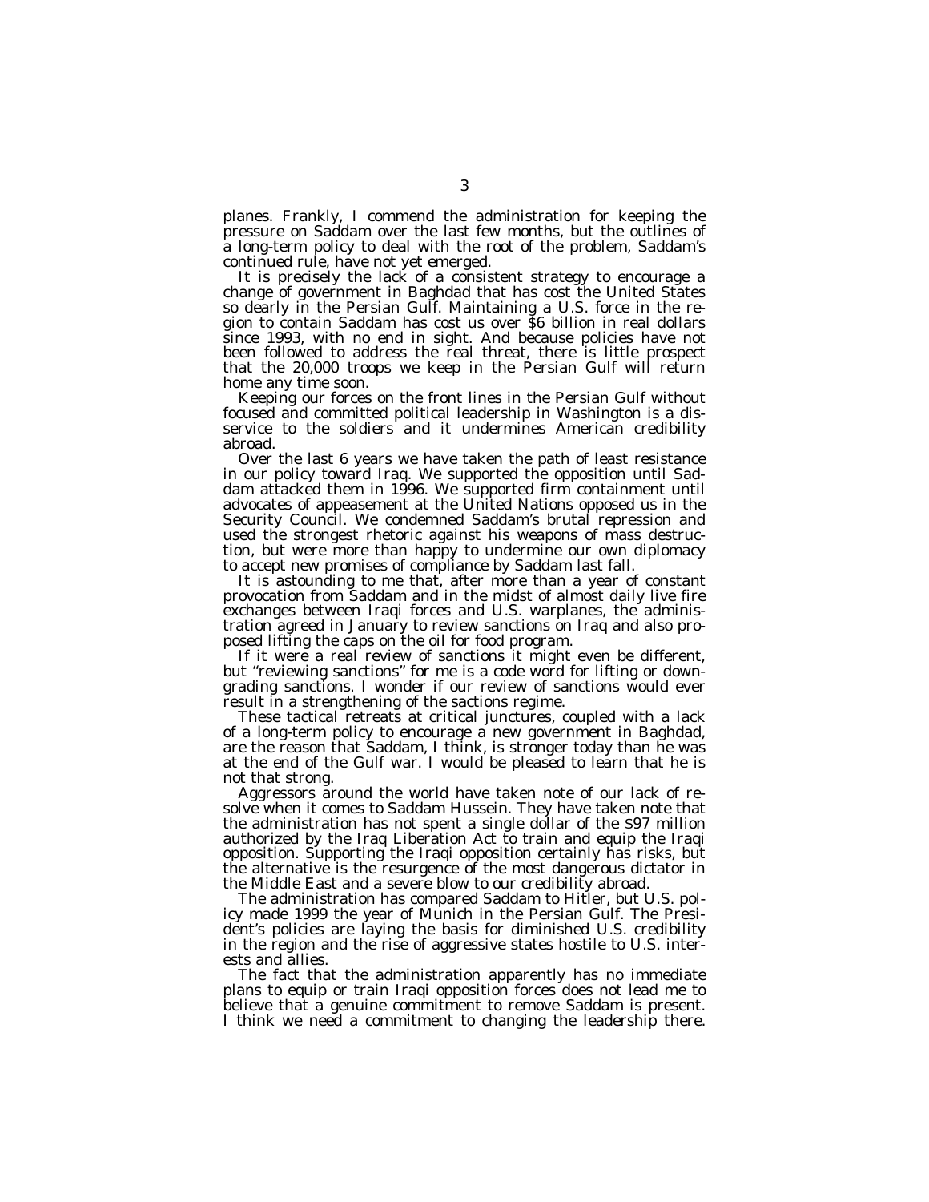planes. Frankly, I commend the administration for keeping the pressure on Saddam over the last few months, but the outlines of a long-term policy to deal with the root of the problem, Saddam's continued rule, have not yet emerged.

It is precisely the lack of a consistent strategy to encourage a change of government in Baghdad that has cost the United States so dearly in the Persian Gulf. Maintaining a U.S. force in the region to contain Saddam has cost us over $6 billion in real dollars since 1993, with no end in sight. And because policies have not been followed to address the real threat, there is little prospect that the 20,000 troops we keep in the Persian Gulf will return home any time soon.

Keeping our forces on the front lines in the Persian Gulf without focused and committed political leadership in Washington is a disservice to the soldiers and it undermines American credibility abroad.

Over the last 6 years we have taken the path of least resistance in our policy toward Iraq. We supported the opposition until Saddam attacked them in 1996. We supported firm containment until advocates of appeasement at the United Nations opposed us in the Security Council. We condemned Saddam's brutal repression and used the strongest rhetoric against his weapons of mass destruction, but were more than happy to undermine our own diplomacy to accept new promises of compliance by Saddam last fall.

It is astounding to me that, after more than a year of constant provocation from Saddam and in the midst of almost daily live fire exchanges between Iraqi forces and U.S. warplanes, the administration agreed in January to review sanctions on Iraq and also proposed lifting the caps on the oil for food program.

If it were a real review of sanctions it might even be different, but "reviewing sanctions" for me is a code word for lifting or downgrading sanctions. I wonder if our review of sanctions would ever result in a strengthening of the sactions regime.

These tactical retreats at critical junctures, coupled with a lack of a long-term policy to encourage a new government in Baghdad, are the reason that Saddam, I think, is stronger today than he was at the end of the Gulf war. I would be pleased to learn that he is not that strong.

Aggressors around the world have taken note of our lack of resolve when it comes to Saddam Hussein. They have taken note that the administration has not spent a single dollar of the $97 million authorized by the Iraq Liberation Act to train and equip the Iraqi opposition. Supporting the Iraqi opposition certainly has risks, but the alternative is the resurgence of the most dangerous dictator in the Middle East and a severe blow to our credibility abroad.

The administration has compared Saddam to Hitler, but U.S. policy made 1999 the year of Munich in the Persian Gulf. The President's policies are laying the basis for diminished U.S. credibility in the region and the rise of aggressive states hostile to U.S. interests and allies.

The fact that the administration apparently has no immediate plans to equip or train Iraqi opposition forces does not lead me to believe that a genuine commitment to remove Saddam is present. I think we need a commitment to changing the leadership there.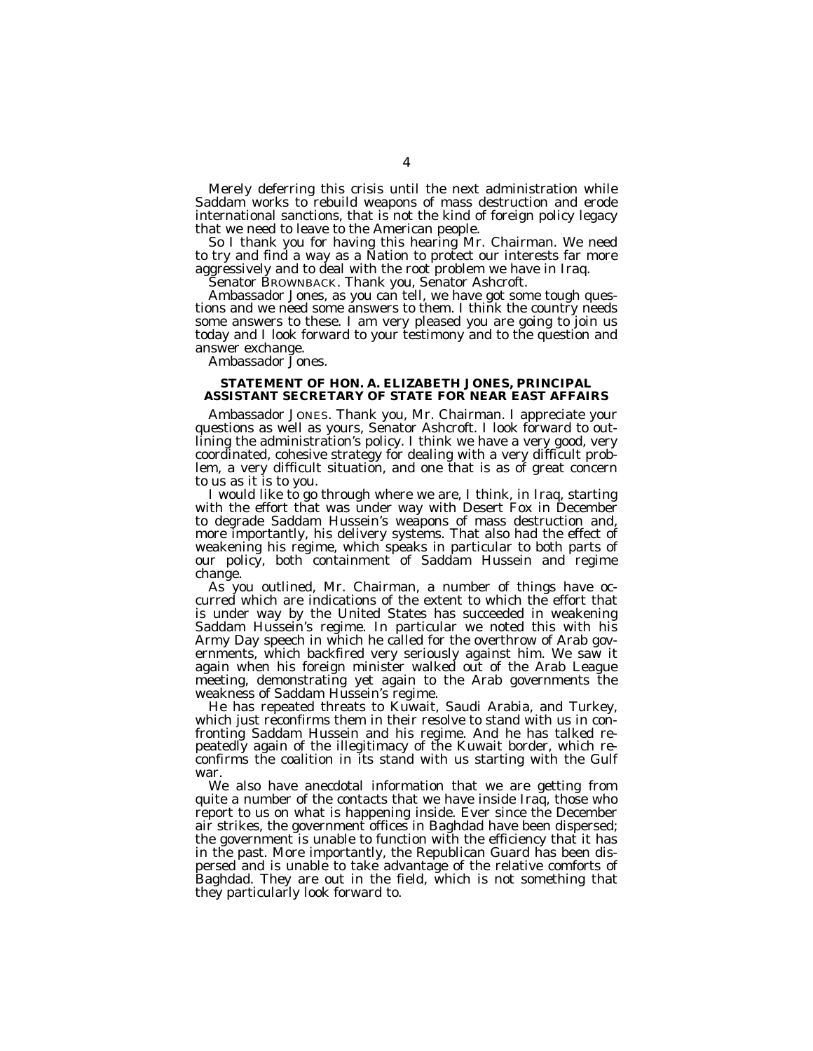Merely deferring this crisis until the next administration while Saddam works to rebuild weapons of mass destruction and erode international sanctions, that is not the kind of foreign policy legacy that we need to leave to the American people.

So I thank you for having this hearing Mr. Chairman. We need to try and find a way as a Nation to protect our interests far more aggressively and to deal with the root problem we have in Iraq.

Senator BROWNBACK. Thank you, Senator Ashcroft.

Ambassador Jones, as you can tell, we have got some tough questions and we need some answers to them. I think the country needs some answers to these. I am very pleased you are going to join us today and I look forward to your testimony and to the question and answer exchange.

Ambassador Jones.

## STATEMENT OF HON. A. ELIZABETH JONES, PRINCIPAL ASSISTANT SECRETARY OF STATE FOR NEAR EAST AFFAIRS

Ambassador JONES. Thank you, Mr. Chairman. I appreciate your questions as well as yours, Senator Ashcroft. I look forward to outlining the administration's policy. I think we have a very good, very coordinated, cohesive strategy for dealing with a very difficult problem, a very difficult situation, and one that is as of great concern to us as it is to you.

I would like to go through where we are, I think, in Iraq, starting with the effort that was under way with Desert Fox in December to degrade Saddam Hussein's weapons of mass destruction and, more importantly, his delivery systems. That also had the effect of weakening his regime, which speaks in particular to both parts of our policy, both containment of Saddam Hussein and regime change.

As you outlined, Mr. Chairman, a number of things have occurred which are indications of the extent to which the effort that is under way by the United States has succeeded in weakening Saddam Hussein's regime. In particular we noted this with his Army Day speech in which he called for the overthrow of Arab governments, which backfired very seriously against him. We saw it again when his foreign minister walked out of the Arab League meeting, demonstrating yet again to the Arab governments the weakness of Saddam Hussein's regime.

He has repeated threats to Kuwait, Saudi Arabia, and Turkey, which just reconfirms them in their resolve to stand with us in confronting Saddam Hussein and his regime. And he has talked repeatedly again of the illegitimacy of the Kuwait border, which reconfirms the coalition in its stand with us starting with the Gulf war.

We also have anecdotal information that we are getting from quite a number of the contacts that we have inside Iraq, those who report to us on what is happening inside. Ever since the December air strikes, the government offices in Baghdad have been dispersed; the government is unable to function with the efficiency that it has in the past. More importantly, the Republican Guard has been dispersed and is unable to take advantage of the relative comforts of Baghdad. They are out in the field, which is not something that they particularly look forward to.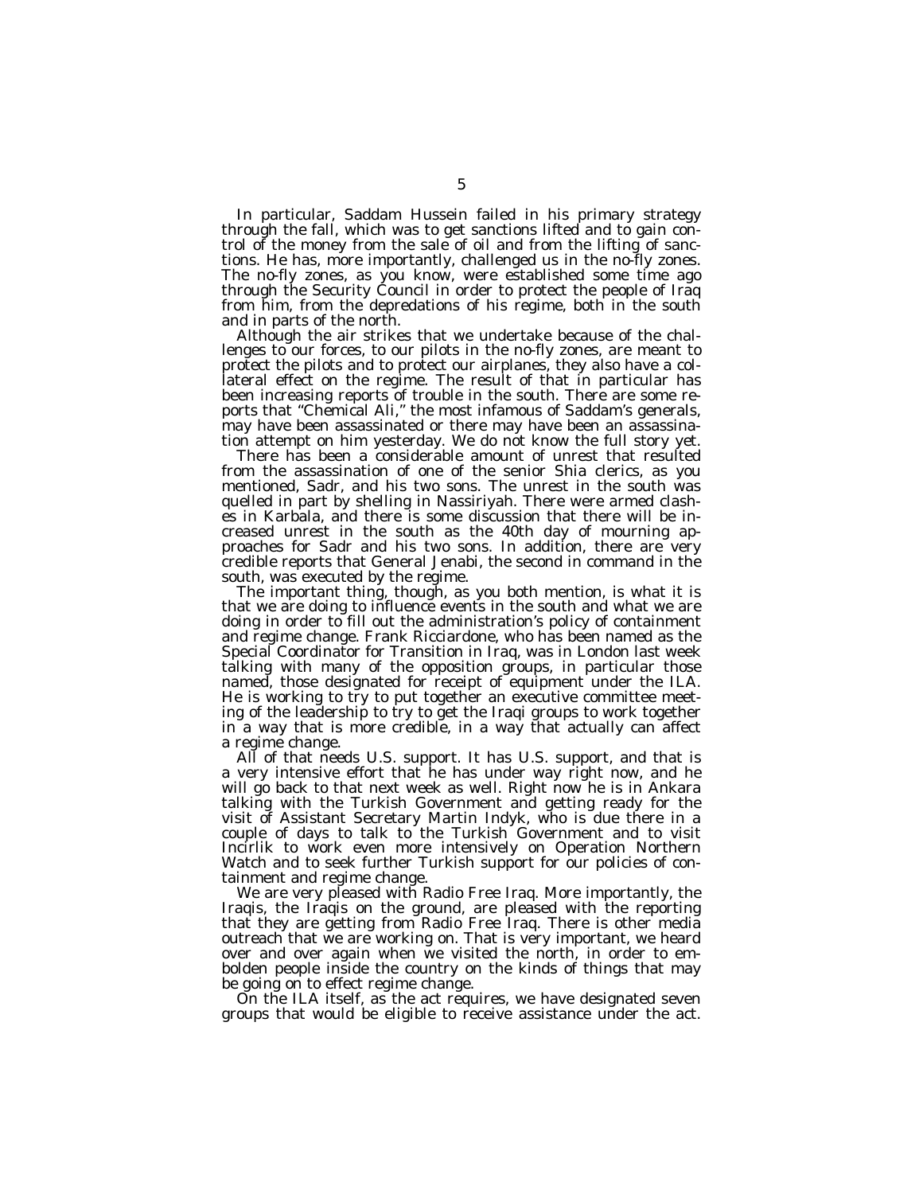In particular, Saddam Hussein failed in his primary strategy through the fall, which was to get sanctions lifted and to gain control of the money from the sale of oil and from the lifting of sanctions. He has, more importantly, challenged us in the no-fly zones. The no-fly zones, as you know, were established some time ago through the Security Council in order to protect the people of Iraq from him, from the depredations of his regime, both in the south and in parts of the north.

Although the air strikes that we undertake because of the challenges to our forces, to our pilots in the no-fly zones, are meant to protect the pilots and to protect our airplanes, they also have a collateral effect on the regime. The result of that in particular has been increasing reports of trouble in the south. There are some reports that "Chemical Ali," the most infamous of Saddam's generals, may have been assassinated or there may have been an assassination attempt on him yesterday. We do not know the full story yet.

There has been a considerable amount of unrest that resulted from the assassination of one of the senior Shia clerics, as you mentioned, Sadr, and his two sons. The unrest in the south was quelled in part by shelling in Nassiriyah. There were armed clashes in Karbala, and there is some discussion that there will be increased unrest in the south as the 40th day of mourning approaches for Sadr and his two sons. In addition, there are very credible reports that General Jenabi, the second in command in the south, was executed by the regime.

The important thing, though, as you both mention, is what it is that we are doing to influence events in the south and what we are doing in order to fill out the administration's policy of containment and regime change. Frank Ricciardone, who has been named as the Special Coordinator for Transition in Iraq, was in London last week talking with many of the opposition groups, in particular those named, those designated for receipt of equipment under the ILA. He is working to try to put together an executive committee meeting of the leadership to try to get the Iraqi groups to work together in a way that is more credible, in a way that actually can affect a regime change.

All of that needs U.S. support. It has U.S. support, and that is a very intensive effort that he has under way right now, and he will go back to that next week as well. Right now he is in Ankara talking with the Turkish Government and getting ready for the visit of Assistant Secretary Martin Indyk, who is due there in a couple of days to talk to the Turkish Government and to visit Incirlik to work even more intensively on Operation Northern Watch and to seek further Turkish support for our policies of containment and regime change.

We are very pleased with Radio Free Iraq. More importantly, the Iraqis, the Iraqis on the ground, are pleased with the reporting that they are getting from Radio Free Iraq. There is other media outreach that we are working on. That is very important, we heard over and over again when we visited the north, in order to embolden people inside the country on the kinds of things that may be going on to effect regime change.

On the ILA itself, as the act requires, we have designated seven groups that would be eligible to receive assistance under the act.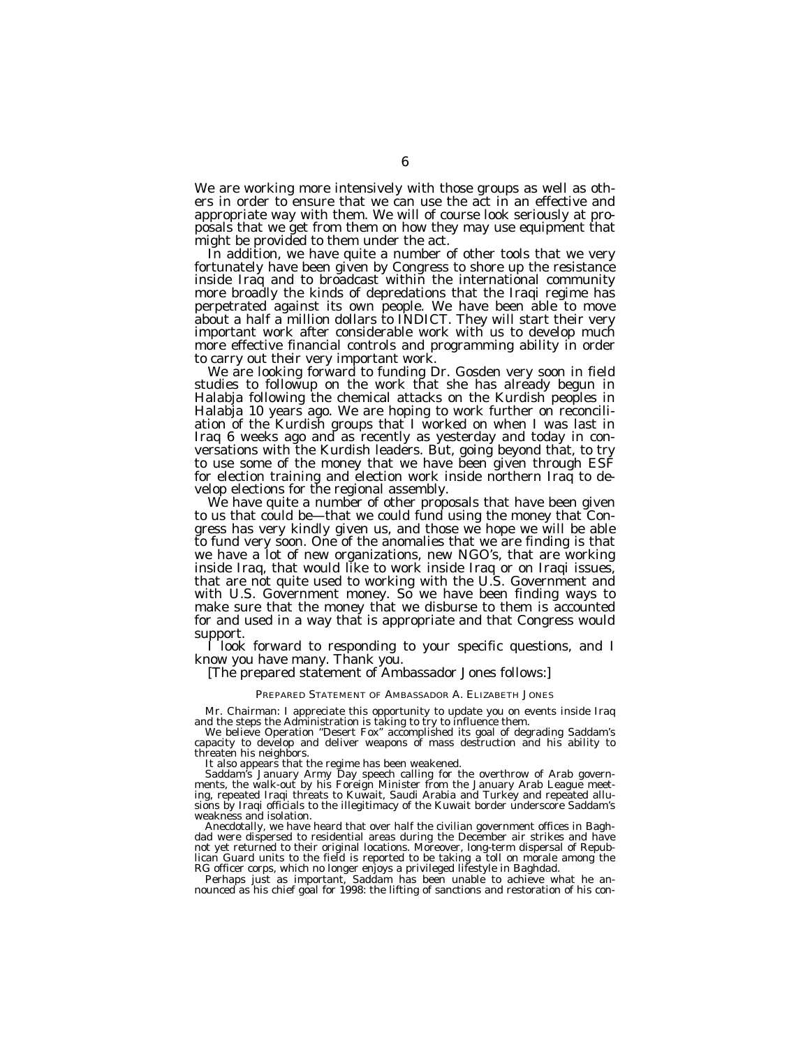We are working more intensively with those groups as well as others in order to ensure that we can use the act in an effective and appropriate way with them. We will of course look seriously at proposals that we get from them on how they may use equipment that might be provided to them under the act.

In addition, we have quite a number of other tools that we very fortunately have been given by Congress to shore up the resistance inside Iraq and to broadcast within the international community more broadly the kinds of depredations that the Iraqi regime has perpetrated against its own people. We have been able to move about a half a million dollars to INDICT. They will start their very important work after considerable work with us to develop much more effective financial controls and programming ability in order to carry out their very important work.

We are looking forward to funding Dr. Gosden very soon in field studies to followup on the work that she has already begun in Halabja following the chemical attacks on the Kurdish peoples in Halabja 10 years ago. We are hoping to work further on reconciliation of the Kurdish groups that I worked on when I was last in Iraq 6 weeks ago and as recently as yesterday and today in conversations with the Kurdish leaders. But, going beyond that, to try to use some of the money that we have been given through ESF for election training and election work inside northern Iraq to develop elections for the regional assembly.

We have quite a number of other proposals that have been given to us that could be—that we could fund using the money that Congress has very kindly given us, and those we hope we will be able to fund very soon. One of the anomalies that we are finding is that we have a lot of new organizations, new NGO's, that are working inside Iraq, that would like to work inside Iraq or on Iraqi issues, that are not quite used to working with the U.S. Government and with U.S. Government money. So we have been finding ways to make sure that the money that we disburse to them is accounted for and used in a way that is appropriate and that Congress would support.

I look forward to responding to your specific questions, and I know you have many. Thank you.

[The prepared statement of Ambassador Jones follows:]

PREPARED STATEMENT OF AMBASSADOR A. ELIZABETH JONES

Mr. Chairman: I appreciate this opportunity to update you on events inside Iraq and the steps the Administration is taking to try to influence them.

We believe Operation "Desert Fox" accomplished its goal of degrading Saddam's capacity to develop and deliver weapons of mass destruction and his ability to threaten his neighbors.

It also appears that the regime has been weakened.

Saddam's January Army Day speech calling for the overthrow of Arab governments, the walk-out by his Foreign Minister from the January Arab League meeting, repeated Iraqi threats to Kuwait, Saudi Arabia and Turkey and repeated allusions by Iraqi officials to the illegitimacy of the Kuwait border underscore Saddam's weakness and isolation.

Anecdotally, we have heard that over half the civilian government offices in Baghdad were dispersed to residential areas during the December air strikes and have not yet returned to their original locations. Moreover, long-term dispersal of Republican Guard units to the field is reported to be taking a toll on morale among the RG officer corps, which no longer enjoys a privileged lifestyle in Baghdad.

Perhaps just as important, Saddam has been unable to achieve what he announced as his chief goal for 1998: the lifting of sanctions and restoration of his con-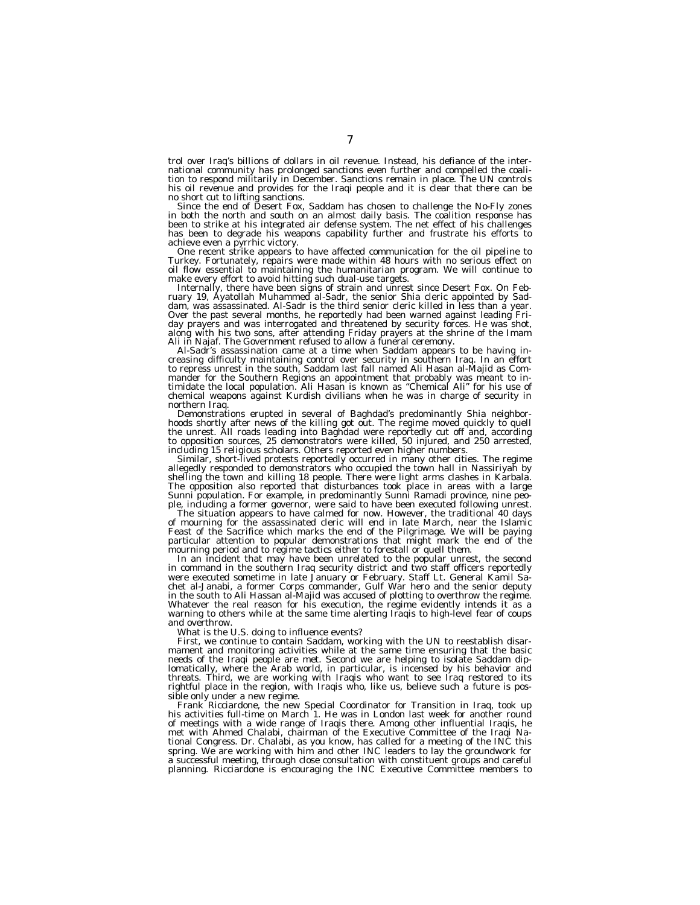trol over Iraq's billions of dollars in oil revenue. Instead, his defiance of the international community has prolonged sanctions even further and compelled the coalition to respond militarily in December. Sanctions remain in place. The UN controls his oil revenue and provides for the Iraqi people and it is clear that there can be no short cut to lifting sanctions.

Since the end of Desert Fox, Saddam has chosen to challenge the No-Fly zones in both the north and south on an almost daily basis. The coalition response has been to strike at his integrated air defense system. The net effect of his challenges has been to degrade his weapons capability further and frustrate his efforts to achieve even a pyrrhic victory.

One recent strike appears to have affected communication for the oil pipeline to Turkey. Fortunately, repairs were made within 48 hours with no serious effect on oil flow essential to maintaining the humanitarian program. We will continue to make every effort to avoid hitting such dual-use targets.

Internally, there have been signs of strain and unrest since Desert Fox. On February 19, Ayatollah Muhammed al-Sadr, the senior Shia cleric appointed by Saddam, was assassinated. Al-Sadr is the third senior cleric killed in less than a year. Over the past several months, he reportedly had been warned against leading Friday prayers and was interrogated and threatened by security forces. He was shot, along with his two sons, after attending Friday prayers at the shrine of the Imam Ali in Najaf. The Government refused to allow a funeral ceremony.

Al-Sadr's assassination came at a time when Saddam appears to be having increasing difficulty maintaining control over security in southern Iraq. In an effort to repress unrest in the south, Saddam last fall named Ali Hasan al-Majid as Commander for the Southern Regions an appointment that probably was meant to intimidate the local population. Ali Hasan is known as "Chemical Ali" for his use of chemical weapons against Kurdish civilians when he was in charge of security in northern Iraq.

Demonstrations erupted in several of Baghdad's predominantly Shia neighborhoods shortly after news of the killing got out. The regime moved quickly to quell the unrest. All roads leading into Baghdad were reportedly cut off and, according to opposition sources, 25 demonstrators were killed, 50 injured, and 250 arrested, including 15 religious scholars. Others reported even higher numbers.

Similar, short-lived protests reportedly occurred in many other cities. The regime allegedly responded to demonstrators who occupied the town hall in Nassiriyah by shelling the town and killing 18 people. There were light arms clashes in Karbala. The opposition also reported that disturbances took place in areas with a large Sunni population. For example, in predominantly Sunni Ramadi province, nine people, including a former governor, were said to have been executed following unrest.

The situation appears to have calmed for now. However, the traditional 40 days of mourning for the assassinated cleric will end in late March, near the Islamic Feast of the Sacrifice which marks the end of the Pilgrimage. We will be paying particular attention to popular demonstrations that might mark the end of the mourning period and to regime tactics either to forestall or quell them.

In an incident that may have been unrelated to the popular unrest, the second in command in the southern Iraq security district and two staff officers reportedly were executed sometime in late January or February. Staff Lt. General Kamil Sachet al-Janabi, a former Corps commander, Gulf War hero and the senior deputy in the south to Ali Hassan al-Majid was accused of plotting to overthrow the regime. Whatever the real reason for his execution, the regime evidently intends it as a warning to others while at the same time alerting Iraqis to high-level fear of coups and overthrow.

What is the U.S. doing to influence events?

First, we continue to contain Saddam, working with the UN to reestablish disarmament and monitoring activities while at the same time ensuring that the basic needs of the Iraqi people are met. Second we are helping to isolate Saddam diplomatically, where the Arab world, in particular, is incensed by his behavior and threats. Third, we are working with Iraqis who want to see Iraq restored to its rightful place in the region, with Iraqis who, like us, believe such a future is possible only under a new regime.

Frank Ricciardone, the new Special Coordinator for Transition in Iraq, took up his activities full-time on March 1. He was in London last week for another round of meetings with a wide range of Iraqis there. Among other influential Iraqis, he met with Ahmed Chalabi, chairman of the Executive Committee of the Iraqi National Congress. Dr. Chalabi, as you know, has called for a meeting of the INC this spring. We are working with him and other INC leaders to lay the groundwork for a successful meeting, through close consultation with constituent groups and careful planning. Ricciardone is encouraging the INC Executive Committee members to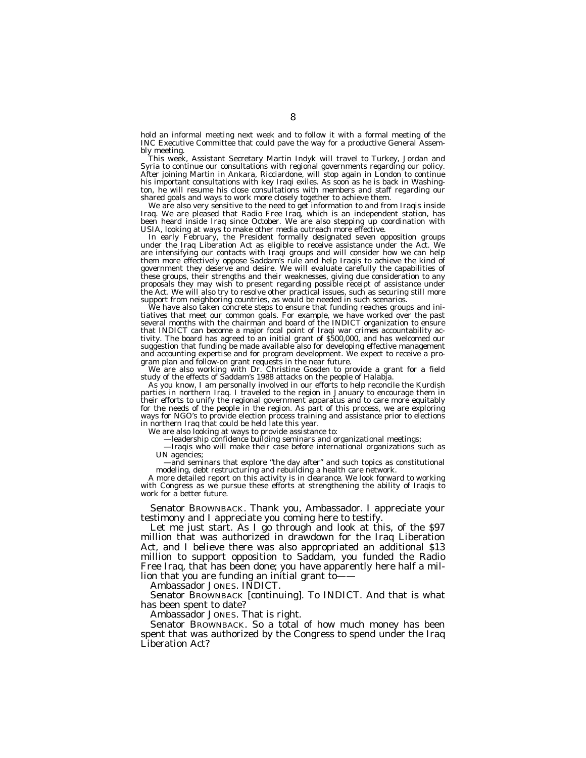hold an informal meeting next week and to follow it with a formal meeting of the INC Executive Committee that could pave the way for a productive General Assembly meeting.

This week, Assistant Secretary Martin Indyk will travel to Turkey, Jordan and Syria to continue our consultations with regional governments regarding our policy. After joining Martin in Ankara, Ricciardone, will stop again in London to continue his important consultations with key Iraqi exiles. As soon as he is back in Washington, he will resume his close consultations with members and staff regarding our shared goals and ways to work more closely together to achieve them.

We are also very sensitive to the need to get information to and from Iraqis inside Iraq. We are pleased that Radio Free Iraq, which is an independent station, has been heard inside Iraq since October. We are also stepping up coordination with USIA, looking at ways to make other media outreach more effective.

In early February, the President formally designated seven opposition groups under the Iraq Liberation Act as eligible to receive assistance under the Act. We are intensifying our contacts with Iraqi groups and will consider how we can help them more effectively oppose Saddam's rule and help Iraqis to achieve the kind of government they deserve and desire. We will evaluate carefully the capabilities of these groups, their strengths and their weaknesses, giving due consideration to any proposals they may wish to present regarding possible receipt of assistance under the Act. We will also try to resolve other practical issues, such as securing still more support from neighboring countries, as would be needed in such scenarios.

We have also taken concrete steps to ensure that funding reaches groups and initiatives that meet our common goals. For example, we have worked over the past several months with the chairman and board of the INDICT organization to ensure that INDICT can become a major focal point of Iraqi war crimes accountability activity. The board has agreed to an initial grant of $500,000, and has welcomed our suggestion that funding be made available also for developing effective management and accounting expertise and for program development. We expect to receive a program plan and follow-on grant requests in the near future.

We are also working with Dr. Christine Gosden to provide a grant for a field study of the effects of Saddam's 1988 attacks on the people of Halabja.

As you know, I am personally involved in our efforts to help reconcile the Kurdish parties in northern Iraq. I traveled to the region in January to encourage them in their efforts to unify the regional government apparatus and to care more equitably for the needs of the people in the region. As part of this process, we are exploring ways for NGO's to provide election process training and assistance prior to elections in northern Iraq that could be held late this year.

We are also looking at ways to provide assistance to:

—leadership confidence building seminars and organizational meetings;

—Iraqis who will make their case before international organizations such as UN agencies;

—and seminars that explore "the day after" and such topics as constitutional modeling, debt restructuring and rebuilding a health care network.

A more detailed report on this activity is in clearance. We look forward to working with Congress as we pursue these efforts at strengthening the ability of Iraqis to work for a better future.

Senator BROWNBACK. Thank you, Ambassador. I appreciate your testimony and I appreciate you coming here to testify.

Let me just start. As I go through and look at this, of the $97 million that was authorized in drawdown for the Iraq Liberation Act, and I believe there was also appropriated an additional $13 million to support opposition to Saddam, you funded the Radio Free Iraq, that has been done; you have apparently here half a million that you are funding an initial grant to——

Ambassador JONES. INDICT.

Senator BROWNBACK [continuing]. To INDICT. And that is what has been spent to date?

Ambassador JONES. That is right.

Senator BROWNBACK. So a total of how much money has been spent that was authorized by the Congress to spend under the Iraq Liberation Act?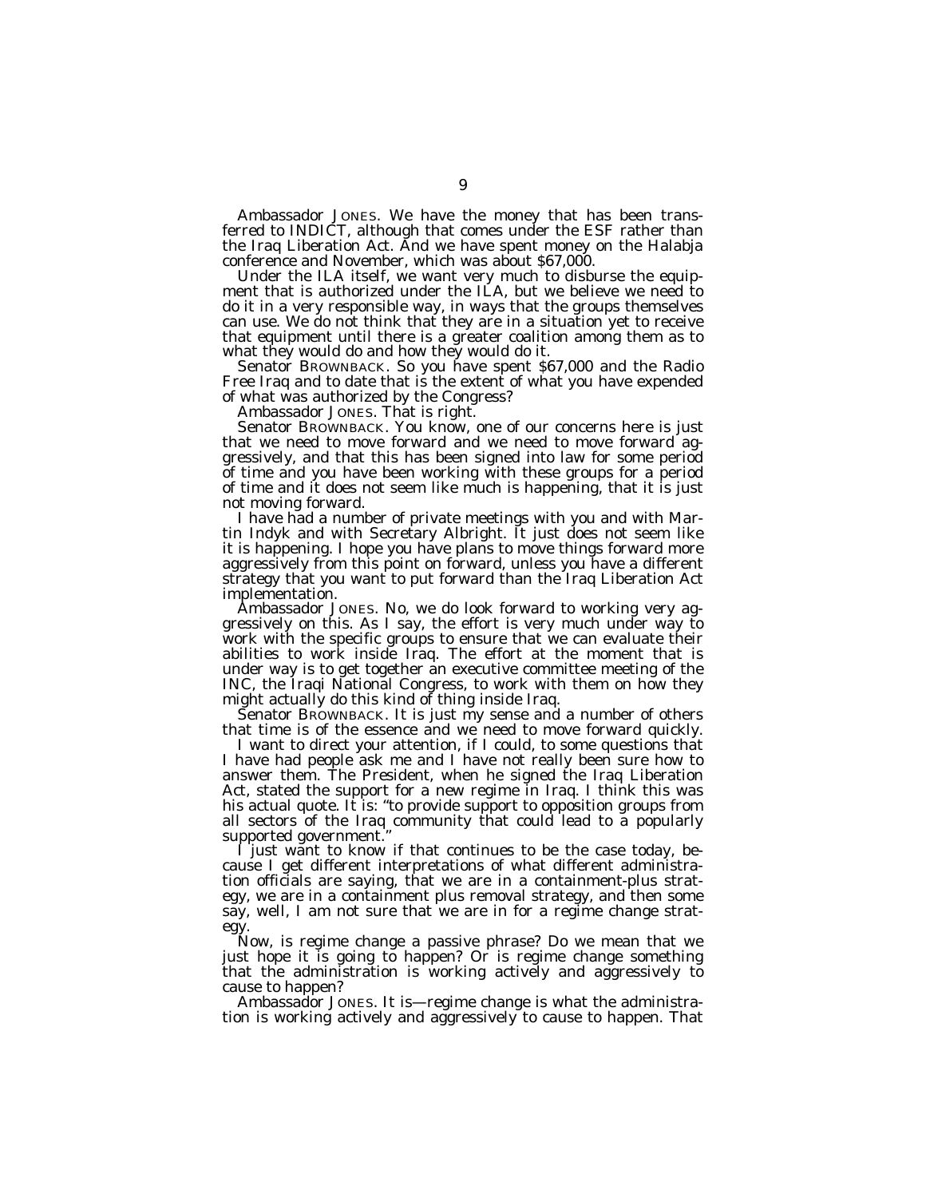Ambassador JONES. We have the money that has been transferred to INDICT, although that comes under the ESF rather than the Iraq Liberation Act. And we have spent money on the Halabja conference and November, which was about $67,000.

Under the ILA itself, we want very much to disburse the equipment that is authorized under the ILA, but we believe we need to do it in a very responsible way, in ways that the groups themselves can use. We do not think that they are in a situation yet to receive that equipment until there is a greater coalition among them as to what they would do and how they would do it.

Senator BROWNBACK. So you have spent $67,000 and the Radio Free Iraq and to date that is the extent of what you have expended of what was authorized by the Congress?

Ambassador JONES. That is right.

Senator BROWNBACK. You know, one of our concerns here is just that we need to move forward and we need to move forward aggressively, and that this has been signed into law for some period of time and you have been working with these groups for a period of time and it does not seem like much is happening, that it is just not moving forward.

I have had a number of private meetings with you and with Martin Indyk and with Secretary Albright. It just does not seem like it is happening. I hope you have plans to move things forward more aggressively from this point on forward, unless you have a different strategy that you want to put forward than the Iraq Liberation Act implementation.

Ambassador JONES. No, we do look forward to working very aggressively on this. As I say, the effort is very much under way to work with the specific groups to ensure that we can evaluate their abilities to work inside Iraq. The effort at the moment that is under way is to get together an executive committee meeting of the INC, the Iraqi National Congress, to work with them on how they might actually do this kind of thing inside Iraq.

Senator BROWNBACK. It is just my sense and a number of others that time is of the essence and we need to move forward quickly.

I want to direct your attention, if I could, to some questions that I have had people ask me and I have not really been sure how to answer them. The President, when he signed the Iraq Liberation Act, stated the support for a new regime in Iraq. I think this was his actual quote. It is: "to provide support to opposition groups from all sectors of the Iraq community that could lead to a popularly supported government."

I just want to know if that continues to be the case today, because I get different interpretations of what different administration officials are saying, that we are in a containment-plus strategy, we are in a containment plus removal strategy, and then some say, well, I am not sure that we are in for a regime change strategy.

Now, is regime change a passive phrase? Do we mean that we just hope it is going to happen? Or is regime change something that the administration is working actively and aggressively to cause to happen?

Ambassador JONES. It is—regime change is what the administration is working actively and aggressively to cause to happen. That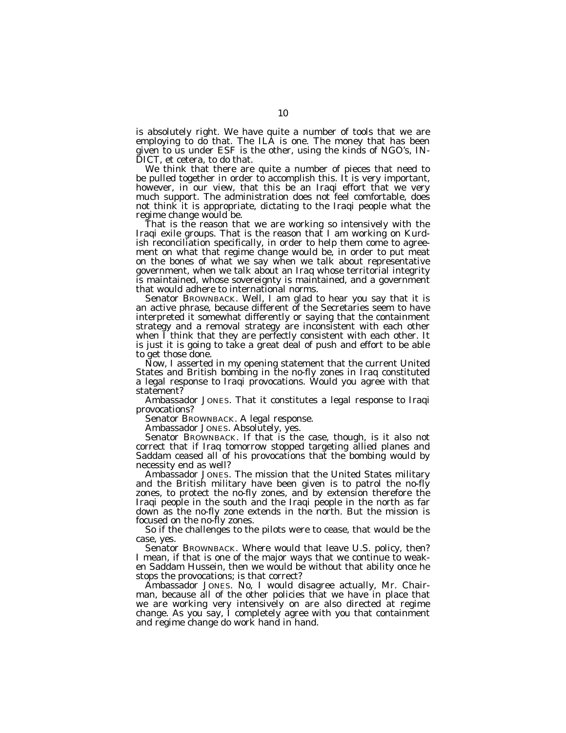is absolutely right. We have quite a number of tools that we are employing to do that. The ILA is one. The money that has been given to us under ESF is the other, using the kinds of NGO's, INDICT, et cetera, to do that.

We think that there are quite a number of pieces that need to be pulled together in order to accomplish this. It is very important, however, in our view, that this be an Iraqi effort that we very much support. The administration does not feel comfortable, does not think it is appropriate, dictating to the Iraqi people what the regime change would be.

That is the reason that we are working so intensively with the Iraqi exile groups. That is the reason that I am working on Kurdish reconciliation specifically, in order to help them come to agreement on what that regime change would be, in order to put meat on the bones of what we say when we talk about representative government, when we talk about an Iraq whose territorial integrity is maintained, whose sovereignty is maintained, and a government that would adhere to international norms.

Senator BROWNBACK. Well, I am glad to hear you say that it is an active phrase, because different of the Secretaries seem to have interpreted it somewhat differently or saying that the containment strategy and a removal strategy are inconsistent with each other when I think that they are perfectly consistent with each other. It is just it is going to take a great deal of push and effort to be able to get those done.

Now, I asserted in my opening statement that the current United States and British bombing in the no-fly zones in Iraq constituted a legal response to Iraqi provocations. Would you agree with that statement?

Ambassador JONES. That it constitutes a legal response to Iraqi provocations?

Senator BROWNBACK. A legal response.

Ambassador JONES. Absolutely, yes.

Senator BROWNBACK. If that is the case, though, is it also not correct that if Iraq tomorrow stopped targeting allied planes and Saddam ceased all of his provocations that the bombing would by necessity end as well?

Ambassador JONES. The mission that the United States military and the British military have been given is to patrol the no-fly zones, to protect the no-fly zones, and by extension therefore the Iraqi people in the south and the Iraqi people in the north as far down as the no-fly zone extends in the north. But the mission is focused on the no-fly zones.

So if the challenges to the pilots were to cease, that would be the case, yes.

Senator BROWNBACK. Where would that leave U.S. policy, then? I mean, if that is one of the major ways that we continue to weaken Saddam Hussein, then we would be without that ability once he stops the provocations; is that correct?

Ambassador JONES. No, I would disagree actually, Mr. Chairman, because all of the other policies that we have in place that we are working very intensively on are also directed at regime change. As you say, I completely agree with you that containment and regime change do work hand in hand.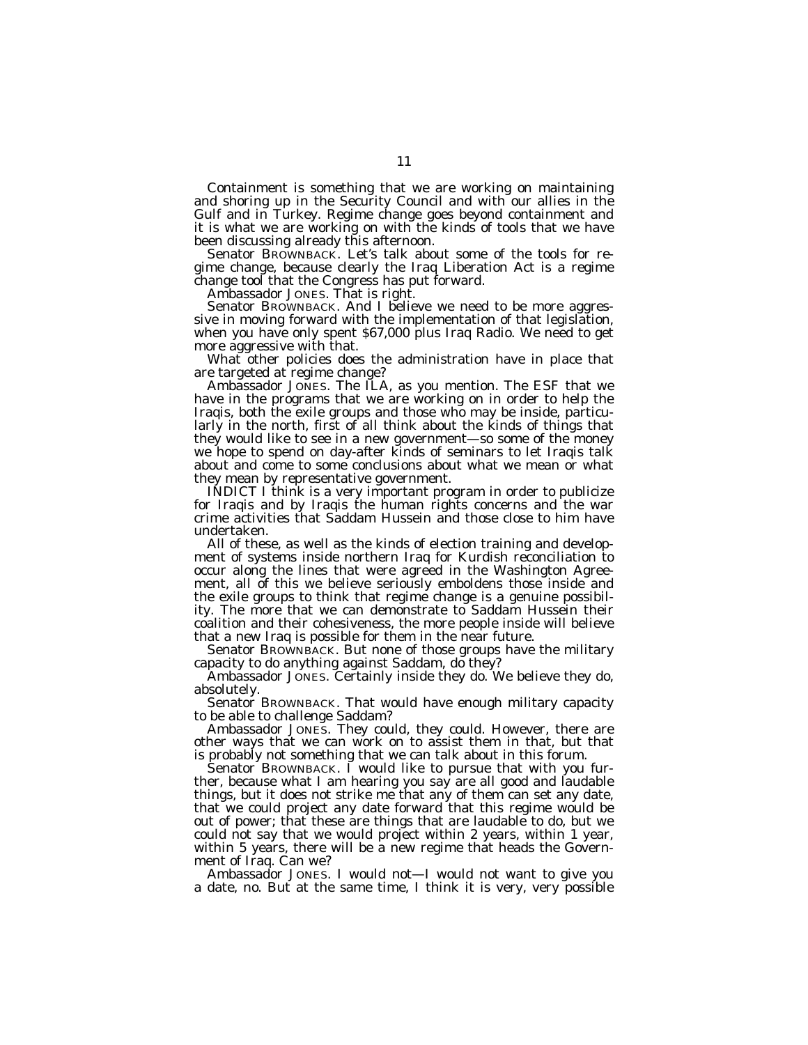Containment is something that we are working on maintaining and shoring up in the Security Council and with our allies in the Gulf and in Turkey. Regime change goes beyond containment and it is what we are working on with the kinds of tools that we have been discussing already this afternoon.

Senator BROWNBACK. Let's talk about some of the tools for regime change, because clearly the Iraq Liberation Act is a regime change tool that the Congress has put forward.

Ambassador JONES. That is right.

Senator BROWNBACK. And I believe we need to be more aggressive in moving forward with the implementation of that legislation, when you have only spent $67,000 plus Iraq Radio. We need to get more aggressive with that.

What other policies does the administration have in place that are targeted at regime change?

Ambassador JONES. The ILA, as you mention. The ESF that we have in the programs that we are working on in order to help the Iraqis, both the exile groups and those who may be inside, particularly in the north, first of all think about the kinds of things that they would like to see in a new government—so some of the money we hope to spend on day-after kinds of seminars to let Iraqis talk about and come to some conclusions about what we mean or what they mean by representative government.

INDICT I think is a very important program in order to publicize for Iraqis and by Iraqis the human rights concerns and the war crime activities that Saddam Hussein and those close to him have undertaken.

All of these, as well as the kinds of election training and development of systems inside northern Iraq for Kurdish reconciliation to occur along the lines that were agreed in the Washington Agreement, all of this we believe seriously emboldens those inside and the exile groups to think that regime change is a genuine possibility. The more that we can demonstrate to Saddam Hussein their coalition and their cohesiveness, the more people inside will believe that a new Iraq is possible for them in the near future.

Senator BROWNBACK. But none of those groups have the military capacity to do anything against Saddam, do they?

Ambassador JONES. Certainly inside they do. We believe they do, absolutely.

Senator BROWNBACK. That would have enough military capacity to be able to challenge Saddam?

Ambassador JONES. They could, they could. However, there are other ways that we can work on to assist them in that, but that is probably not something that we can talk about in this forum.

Senator BROWNBACK. I would like to pursue that with you further, because what I am hearing you say are all good and laudable things, but it does not strike me that any of them can set any date, that we could project any date forward that this regime would be out of power; that these are things that are laudable to do, but we could not say that we would project within 2 years, within 1 year, within 5 years, there will be a new regime that heads the Government of Iraq. Can we?

Ambassador JONES. I would not—I would not want to give you a date, no. But at the same time, I think it is very, very possible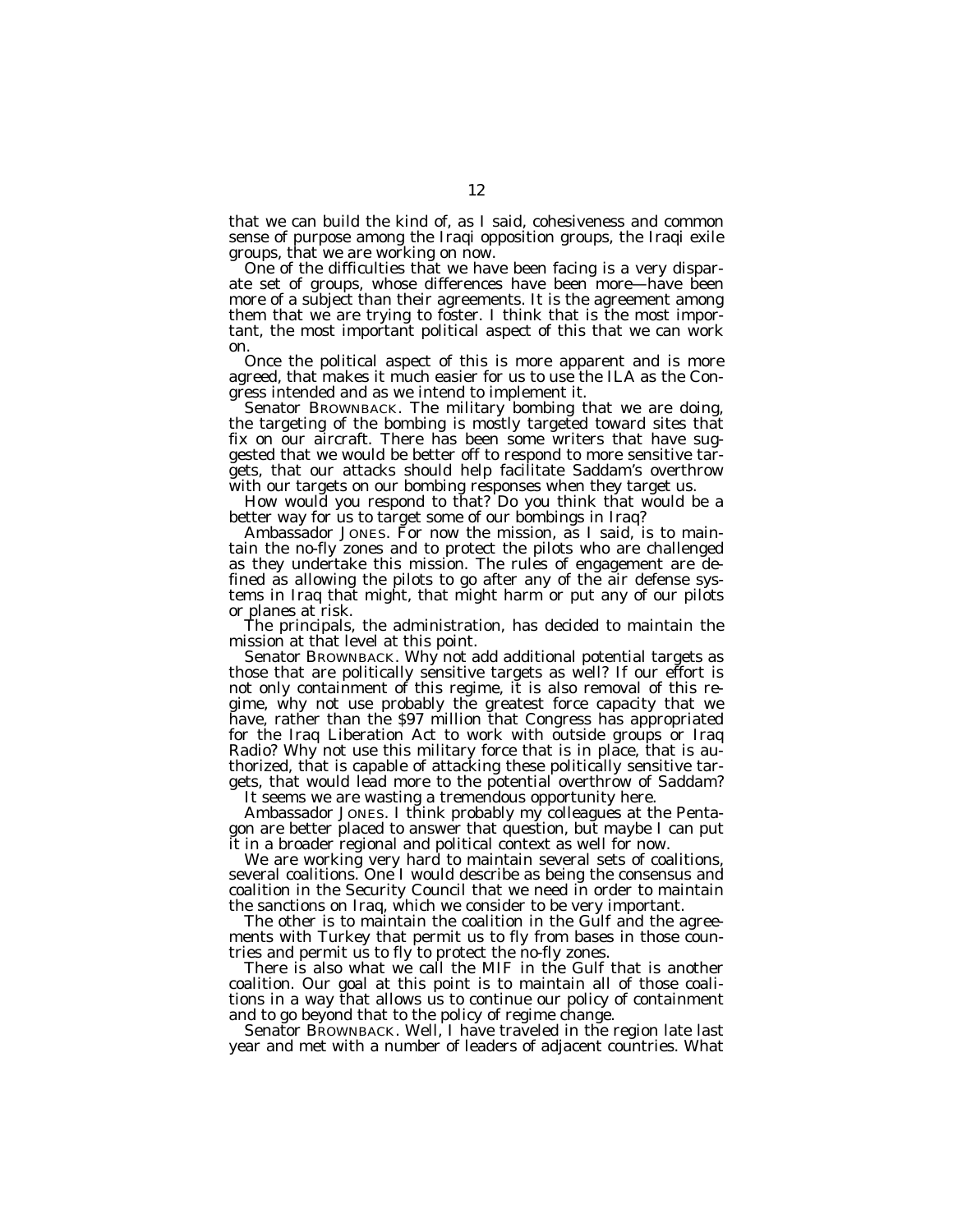that we can build the kind of, as I said, cohesiveness and common sense of purpose among the Iraqi opposition groups, the Iraqi exile groups, that we are working on now.

One of the difficulties that we have been facing is a very disparate set of groups, whose differences have been more—have been more of a subject than their agreements. It is the agreement among them that we are trying to foster. I think that is the most important, the most important political aspect of this that we can work on.

Once the political aspect of this is more apparent and is more agreed, that makes it much easier for us to use the ILA as the Congress intended and as we intend to implement it.

Senator BROWNBACK. The military bombing that we are doing, the targeting of the bombing is mostly targeted toward sites that fix on our aircraft. There has been some writers that have suggested that we would be better off to respond to more sensitive targets, that our attacks should help facilitate Saddam's overthrow with our targets on our bombing responses when they target us.

How would you respond to that? Do you think that would be a better way for us to target some of our bombings in Iraq?

Ambassador JONES. For now the mission, as I said, is to maintain the no-fly zones and to protect the pilots who are challenged as they undertake this mission. The rules of engagement are defined as allowing the pilots to go after any of the air defense systems in Iraq that might, that might harm or put any of our pilots or planes at risk.

The principals, the administration, has decided to maintain the mission at that level at this point.

Senator BROWNBACK. Why not add additional potential targets as those that are politically sensitive targets as well? If our effort is not only containment of this regime, it is also removal of this regime, why not use probably the greatest force capacity that we have, rather than the $97 million that Congress has appropriated for the Iraq Liberation Act to work with outside groups or Iraq Radio? Why not use this military force that is in place, that is authorized, that is capable of attacking these politically sensitive targets, that would lead more to the potential overthrow of Saddam?

It seems we are wasting a tremendous opportunity here.

Ambassador JONES. I think probably my colleagues at the Pentagon are better placed to answer that question, but maybe I can put it in a broader regional and political context as well for now.

We are working very hard to maintain several sets of coalitions, several coalitions. One I would describe as being the consensus and coalition in the Security Council that we need in order to maintain the sanctions on Iraq, which we consider to be very important.

The other is to maintain the coalition in the Gulf and the agreements with Turkey that permit us to fly from bases in those countries and permit us to fly to protect the no-fly zones.

There is also what we call the MIF in the Gulf that is another coalition. Our goal at this point is to maintain all of those coalitions in a way that allows us to continue our policy of containment and to go beyond that to the policy of regime change.

Senator BROWNBACK. Well, I have traveled in the region late last year and met with a number of leaders of adjacent countries. What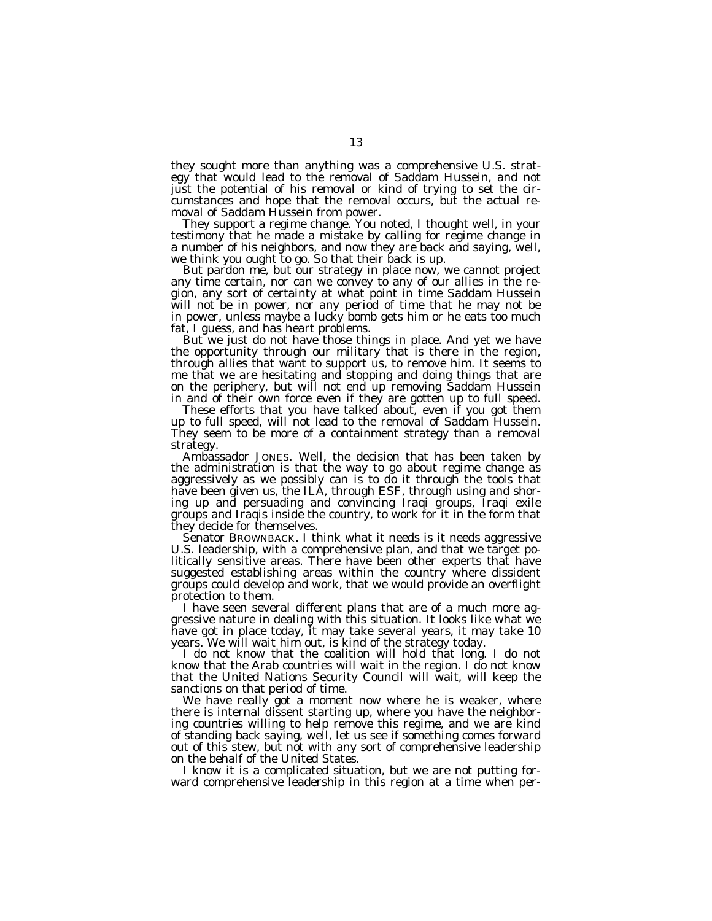they sought more than anything was a comprehensive U.S. strategy that would lead to the removal of Saddam Hussein, and not just the potential of his removal or kind of trying to set the circumstances and hope that the removal occurs, but the actual removal of Saddam Hussein from power.

They support a regime change. You noted, I thought well, in your testimony that he made a mistake by calling for regime change in a number of his neighbors, and now they are back and saying, well, we think you ought to go. So that their back is up.

But pardon me, but our strategy in place now, we cannot project any time certain, nor can we convey to any of our allies in the region, any sort of certainty at what point in time Saddam Hussein will not be in power, nor any period of time that he may not be in power, unless maybe a lucky bomb gets him or he eats too much fat, I guess, and has heart problems.

But we just do not have those things in place. And yet we have the opportunity through our military that is there in the region, through allies that want to support us, to remove him. It seems to me that we are hesitating and stopping and doing things that are on the periphery, but will not end up removing Saddam Hussein in and of their own force even if they are gotten up to full speed.

These efforts that you have talked about, even if you got them up to full speed, will not lead to the removal of Saddam Hussein. They seem to be more of a containment strategy than a removal strategy.

Ambassador JONES. Well, the decision that has been taken by the administration is that the way to go about regime change as aggressively as we possibly can is to do it through the tools that have been given us, the ILA, through ESF, through using and shoring up and persuading and convincing Iraqi groups, Iraqi exile groups and Iraqis inside the country, to work for it in the form that they decide for themselves.

Senator BROWNBACK. I think what it needs is it needs aggressive U.S. leadership, with a comprehensive plan, and that we target politically sensitive areas. There have been other experts that have suggested establishing areas within the country where dissident groups could develop and work, that we would provide an overflight protection to them.

I have seen several different plans that are of a much more aggressive nature in dealing with this situation. It looks like what we have got in place today, it may take several years, it may take 10 years. We will wait him out, is kind of the strategy today.

I do not know that the coalition will hold that long. I do not know that the Arab countries will wait in the region. I do not know that the United Nations Security Council will wait, will keep the sanctions on that period of time.

We have really got a moment now where he is weaker, where there is internal dissent starting up, where you have the neighboring countries willing to help remove this regime, and we are kind of standing back saying, well, let us see if something comes forward out of this stew, but not with any sort of comprehensive leadership on the behalf of the United States.

I know it is a complicated situation, but we are not putting forward comprehensive leadership in this region at a time when per-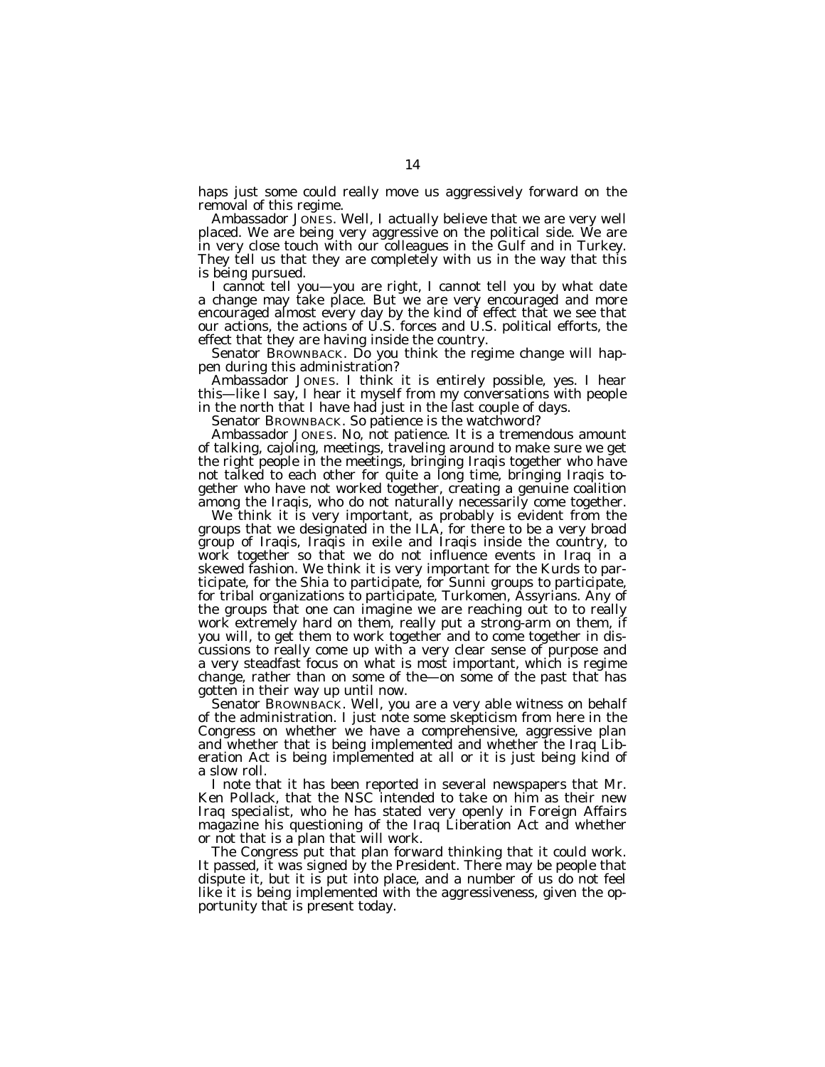haps just some could really move us aggressively forward on the removal of this regime.

Ambassador JONES. Well, I actually believe that we are very well placed. We are being very aggressive on the political side. We are in very close touch with our colleagues in the Gulf and in Turkey. They tell us that they are completely with us in the way that this is being pursued.

I cannot tell you—you are right, I cannot tell you by what date a change may take place. But we are very encouraged and more encouraged almost every day by the kind of effect that we see that our actions, the actions of U.S. forces and U.S. political efforts, the effect that they are having inside the country.

Senator BROWNBACK. Do you think the regime change will happen during this administration?

Ambassador JONES. I think it is entirely possible, yes. I hear this—like I say, I hear it myself from my conversations with people in the north that I have had just in the last couple of days.

Senator BROWNBACK. So patience is the watchword?

Ambassador JONES. No, not patience. It is a tremendous amount of talking, cajoling, meetings, traveling around to make sure we get the right people in the meetings, bringing Iraqis together who have not talked to each other for quite a long time, bringing Iraqis together who have not worked together, creating a genuine coalition among the Iraqis, who do not naturally necessarily come together.

We think it is very important, as probably is evident from the groups that we designated in the ILA, for there to be a very broad group of Iraqis, Iraqis in exile and Iraqis inside the country, to work together so that we do not influence events in Iraq in a skewed fashion. We think it is very important for the Kurds to participate, for the Shia to participate, for Sunni groups to participate, for tribal organizations to participate, Turkomen, Assyrians. Any of the groups that one can imagine we are reaching out to to really work extremely hard on them, really put a strong-arm on them, if you will, to get them to work together and to come together in discussions to really come up with a very clear sense of purpose and a very steadfast focus on what is most important, which is regime change, rather than on some of the—on some of the past that has gotten in their way up until now.

Senator BROWNBACK. Well, you are a very able witness on behalf of the administration. I just note some skepticism from here in the Congress on whether we have a comprehensive, aggressive plan and whether that is being implemented and whether the Iraq Liberation Act is being implemented at all or it is just being kind of a slow roll.

I note that it has been reported in several newspapers that Mr. Ken Pollack, that the NSC intended to take on him as their new Iraq specialist, who he has stated very openly in Foreign Affairs magazine his questioning of the Iraq Liberation Act and whether or not that is a plan that will work.

The Congress put that plan forward thinking that it could work. It passed, it was signed by the President. There may be people that dispute it, but it is put into place, and a number of us do not feel like it is being implemented with the aggressiveness, given the opportunity that is present today.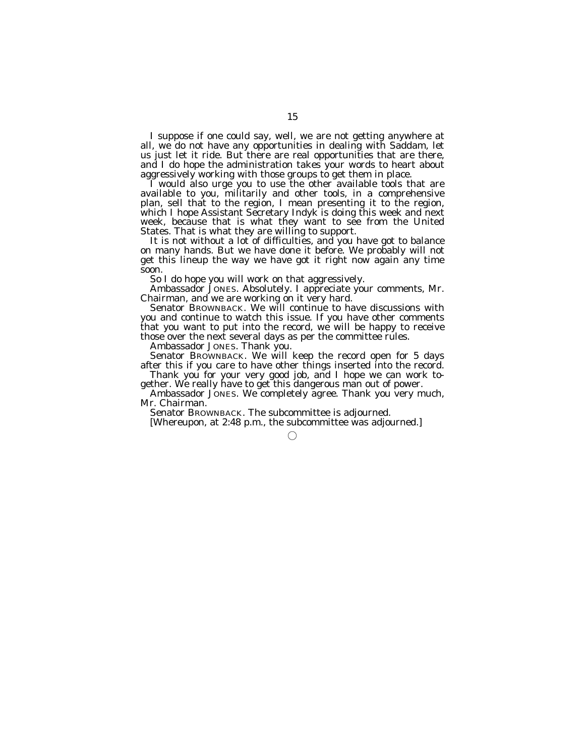I suppose if one could say, well, we are not getting anywhere at all, we do not have any opportunities in dealing with Saddam, let us just let it ride. But there are real opportunities that are there, and I do hope the administration takes your words to heart about aggressively working with those groups to get them in place.

I would also urge you to use the other available tools that are available to you, militarily and other tools, in a comprehensive plan, sell that to the region, I mean presenting it to the region, which I hope Assistant Secretary Indyk is doing this week and next week, because that is what they want to see from the United States. That is what they are willing to support.

It is not without a lot of difficulties, and you have got to balance on many hands. But we have done it before. We probably will not get this lineup the way we have got it right now again any time soon.

So I do hope you will work on that aggressively.

Ambassador JONES. Absolutely. I appreciate your comments, Mr. Chairman, and we are working on it very hard.

Senator BROWNBACK. We will continue to have discussions with you and continue to watch this issue. If you have other comments that you want to put into the record, we will be happy to receive those over the next several days as per the committee rules.

Ambassador JONES. Thank you.

Senator BROWNBACK. We will keep the record open for 5 days after this if you care to have other things inserted into the record.

Thank you for your very good job, and I hope we can work together. We really have to get this dangerous man out of power.

Ambassador JONES. We completely agree. Thank you very much, Mr. Chairman.

Senator BROWNBACK. The subcommittee is adjourned.

[Whereupon, at 2:48 p.m., the subcommittee was adjourned.]

○